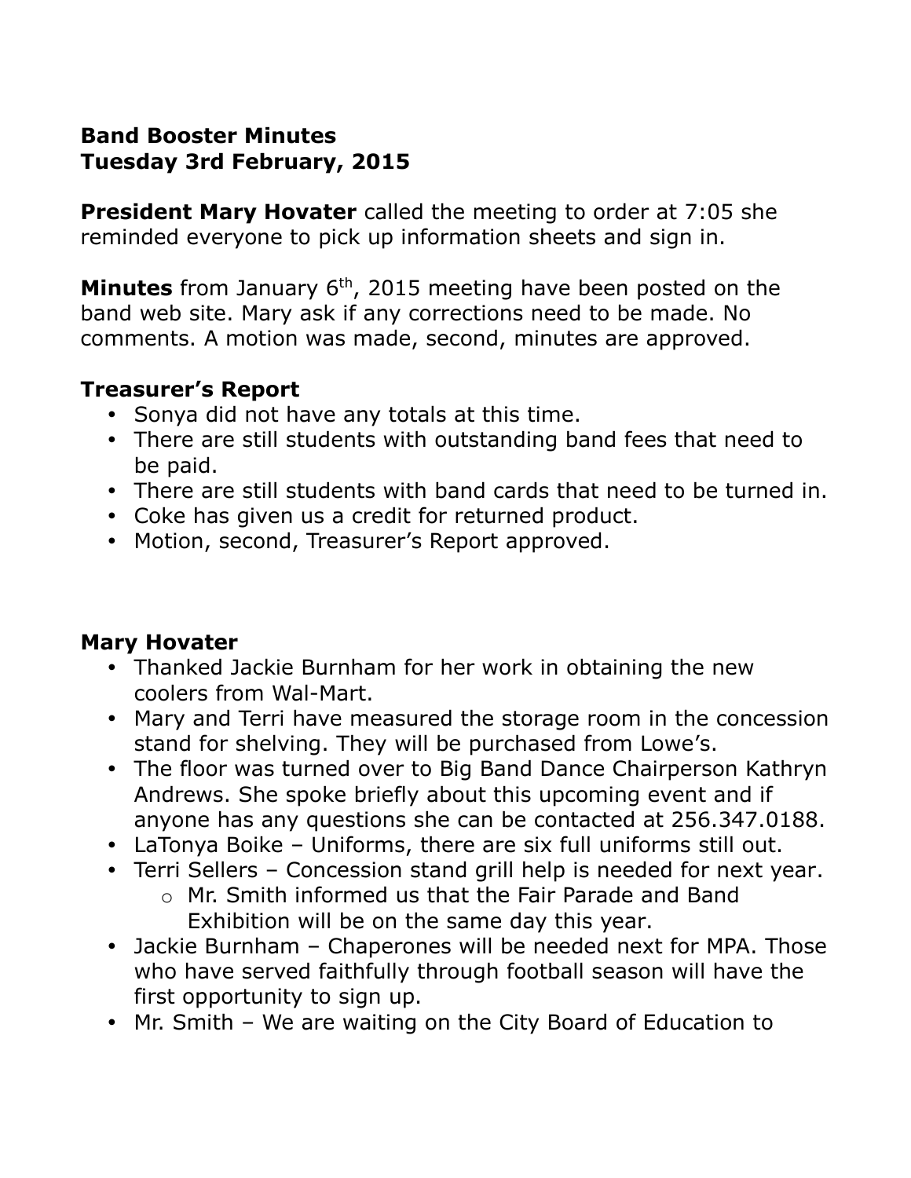**Band Booster Minutes**
**Tuesday 3rd February, 2015**

**President Mary Hovater** called the meeting to order at 7:05 she reminded everyone to pick up information sheets and sign in.

**Minutes** from January 6th, 2015 meeting have been posted on the band web site. Mary ask if any corrections need to be made. No comments. A motion was made, second, minutes are approved.

**Treasurer's Report**

- Sonya did not have any totals at this time.
- There are still students with outstanding band fees that need to be paid.
- There are still students with band cards that need to be turned in.
- Coke has given us a credit for returned product.
- Motion, second, Treasurer's Report approved.

**Mary Hovater**

- Thanked Jackie Burnham for her work in obtaining the new coolers from Wal-Mart.
- Mary and Terri have measured the storage room in the concession stand for shelving. They will be purchased from Lowe's.
- The floor was turned over to Big Band Dance Chairperson Kathryn Andrews. She spoke briefly about this upcoming event and if anyone has any questions she can be contacted at 256.347.0188.
- LaTonya Boike – Uniforms, there are six full uniforms still out.
- Terri Sellers – Concession stand grill help is needed for next year.
  - Mr. Smith informed us that the Fair Parade and Band Exhibition will be on the same day this year.
- Jackie Burnham – Chaperones will be needed next for MPA. Those who have served faithfully through football season will have the first opportunity to sign up.
- Mr. Smith – We are waiting on the City Board of Education to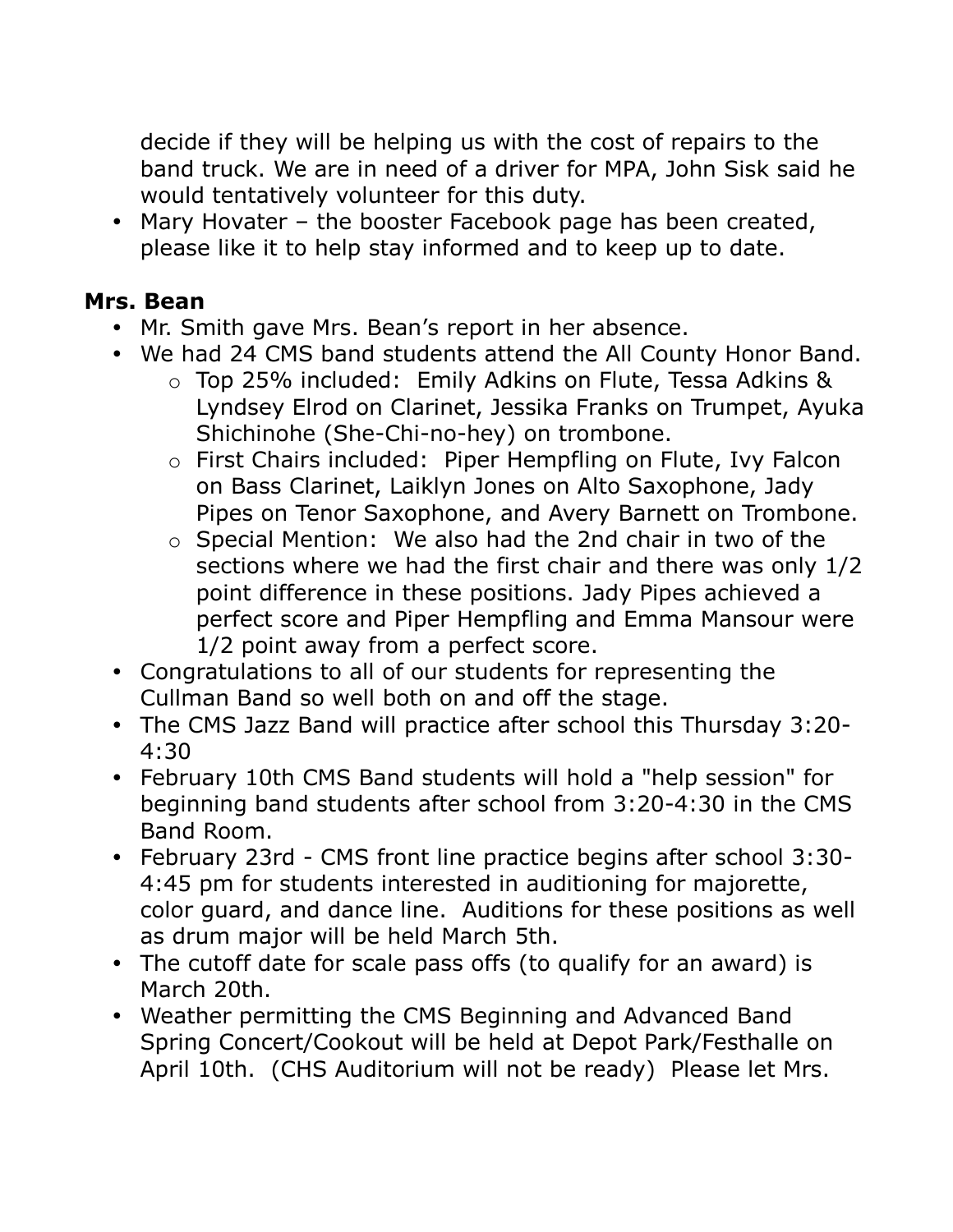decide if they will be helping us with the cost of repairs to the band truck. We are in need of a driver for MPA, John Sisk said he would tentatively volunteer for this duty.

- Mary Hovater – the booster Facebook page has been created, please like it to help stay informed and to keep up to date.

### Mrs. Bean

- Mr. Smith gave Mrs. Bean's report in her absence.
- We had 24 CMS band students attend the All County Honor Band.
  - Top 25% included: Emily Adkins on Flute, Tessa Adkins & Lyndsey Elrod on Clarinet, Jessika Franks on Trumpet, Ayuka Shichinohe (She-Chi-no-hey) on trombone.
  - First Chairs included: Piper Hempfling on Flute, Ivy Falcon on Bass Clarinet, Laiklyn Jones on Alto Saxophone, Jady Pipes on Tenor Saxophone, and Avery Barnett on Trombone.
  - Special Mention: We also had the 2nd chair in two of the sections where we had the first chair and there was only 1/2 point difference in these positions. Jady Pipes achieved a perfect score and Piper Hempfling and Emma Mansour were 1/2 point away from a perfect score.
- Congratulations to all of our students for representing the Cullman Band so well both on and off the stage.
- The CMS Jazz Band will practice after school this Thursday 3:20-4:30
- February 10th CMS Band students will hold a "help session" for beginning band students after school from 3:20-4:30 in the CMS Band Room.
- February 23rd - CMS front line practice begins after school 3:30-4:45 pm for students interested in auditioning for majorette, color guard, and dance line. Auditions for these positions as well as drum major will be held March 5th.
- The cutoff date for scale pass offs (to qualify for an award) is March 20th.
- Weather permitting the CMS Beginning and Advanced Band Spring Concert/Cookout will be held at Depot Park/Festhalle on April 10th. (CHS Auditorium will not be ready) Please let Mrs.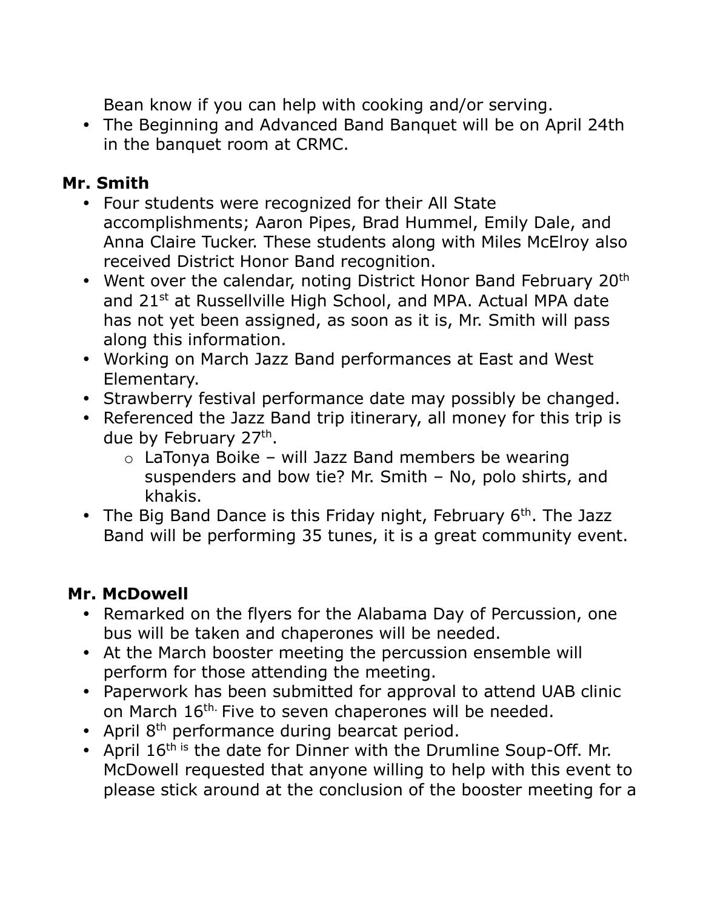Bean know if you can help with cooking and/or serving.
- The Beginning and Advanced Band Banquet will be on April 24th in the banquet room at CRMC.

**Mr. Smith**

- Four students were recognized for their All State accomplishments; Aaron Pipes, Brad Hummel, Emily Dale, and Anna Claire Tucker. These students along with Miles McElroy also received District Honor Band recognition.
- Went over the calendar, noting District Honor Band February 20th and 21st at Russellville High School, and MPA. Actual MPA date has not yet been assigned, as soon as it is, Mr. Smith will pass along this information.
- Working on March Jazz Band performances at East and West Elementary.
- Strawberry festival performance date may possibly be changed.
- Referenced the Jazz Band trip itinerary, all money for this trip is due by February 27th.
  - LaTonya Boike – will Jazz Band members be wearing suspenders and bow tie? Mr. Smith – No, polo shirts, and khakis.
- The Big Band Dance is this Friday night, February 6th. The Jazz Band will be performing 35 tunes, it is a great community event.

**Mr. McDowell**

- Remarked on the flyers for the Alabama Day of Percussion, one bus will be taken and chaperones will be needed.
- At the March booster meeting the percussion ensemble will perform for those attending the meeting.
- Paperwork has been submitted for approval to attend UAB clinic on March 16th. Five to seven chaperones will be needed.
- April 8th performance during bearcat period.
- April 16th is the date for Dinner with the Drumline Soup-Off. Mr. McDowell requested that anyone willing to help with this event to please stick around at the conclusion of the booster meeting for a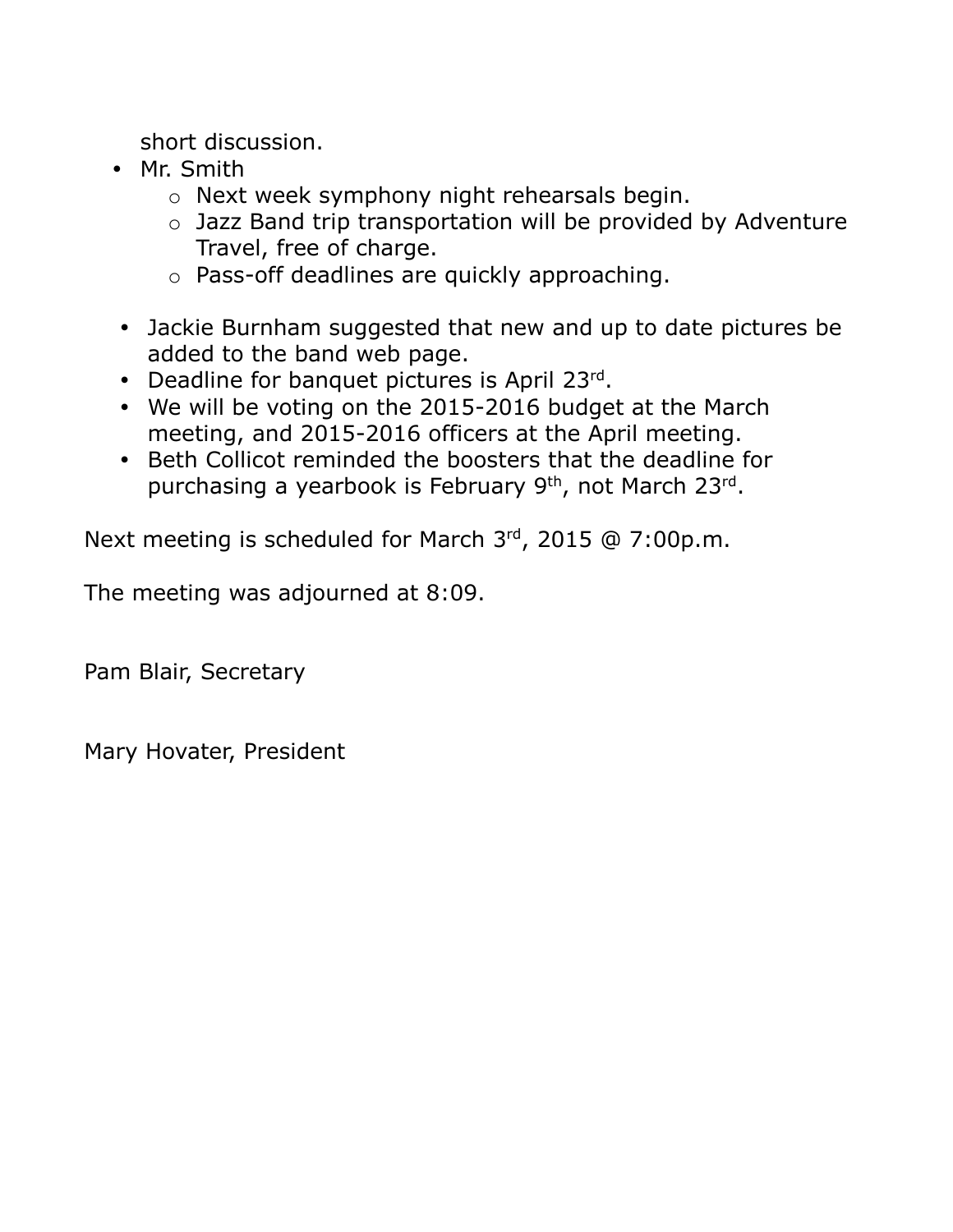short discussion.

- Mr. Smith
  - Next week symphony night rehearsals begin.
  - Jazz Band trip transportation will be provided by Adventure Travel, free of charge.
  - Pass-off deadlines are quickly approaching.

- Jackie Burnham suggested that new and up to date pictures be added to the band web page.
- Deadline for banquet pictures is April 23rd.
- We will be voting on the 2015-2016 budget at the March meeting, and 2015-2016 officers at the April meeting.
- Beth Collicot reminded the boosters that the deadline for purchasing a yearbook is February 9th, not March 23rd.

Next meeting is scheduled for March 3rd, 2015 @ 7:00p.m.

The meeting was adjourned at 8:09.

Pam Blair, Secretary

Mary Hovater, President